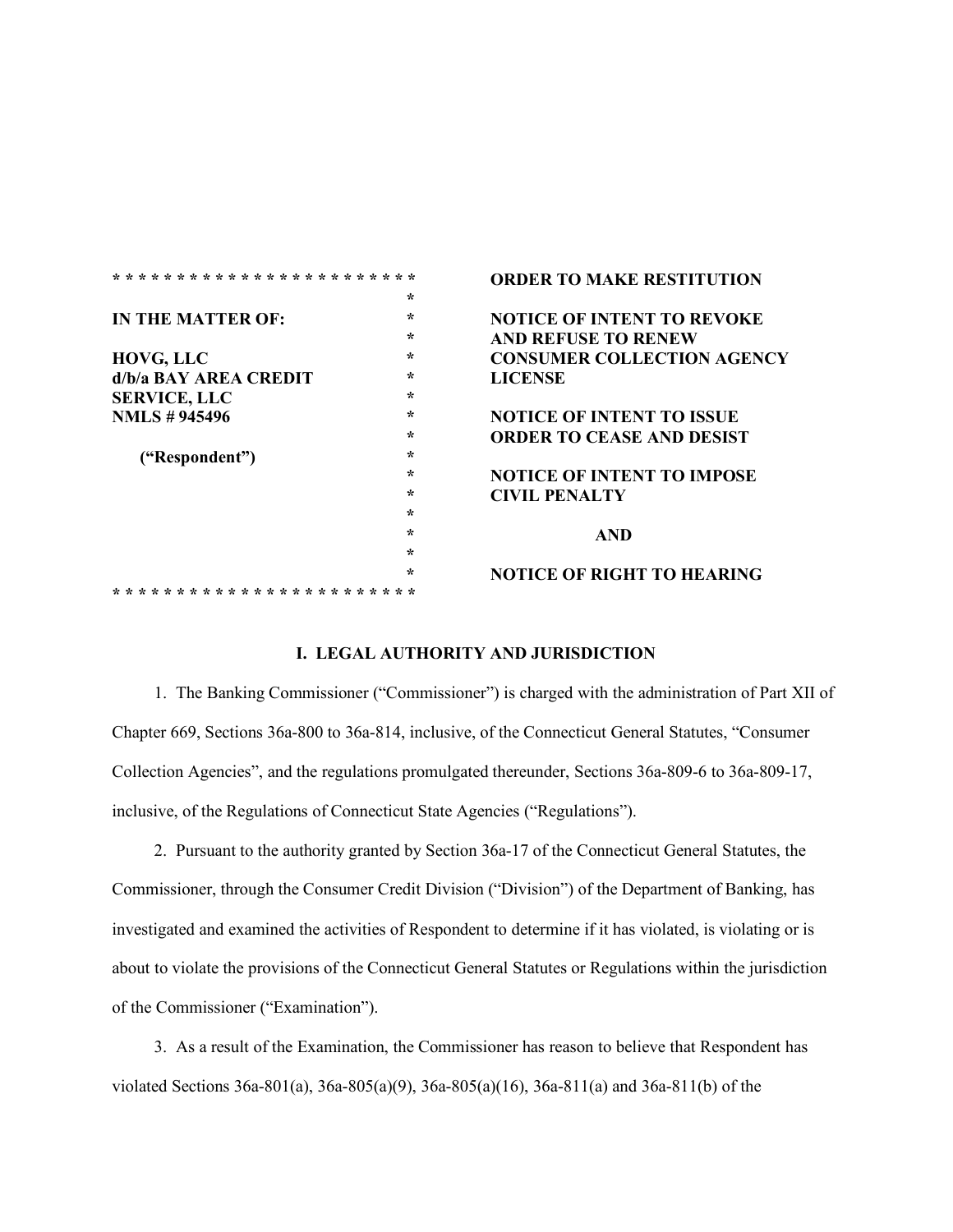| IN THE MATTER OF: | ORDER TO MAKE RESTITUTION |
|---|---|
| HOVG, LLC<br>d/b/a BAY AREA CREDIT SERVICE, LLC<br>NMLS # 945496 | NOTICE OF INTENT TO REVOKE AND REFUSE TO RENEW CONSUMER COLLECTION AGENCY LICENSE |
| ("Respondent") | NOTICE OF INTENT TO ISSUE ORDER TO CEASE AND DESIST |
| | NOTICE OF INTENT TO IMPOSE CIVIL PENALTY |
| | AND |
| | NOTICE OF RIGHT TO HEARING |

## I. LEGAL AUTHORITY AND JURISDICTION

1. The Banking Commissioner ("Commissioner") is charged with the administration of Part XII of Chapter 669, Sections 36a-800 to 36a-814, inclusive, of the Connecticut General Statutes, "Consumer Collection Agencies", and the regulations promulgated thereunder, Sections 36a-809-6 to 36a-809-17, inclusive, of the Regulations of Connecticut State Agencies ("Regulations").

2. Pursuant to the authority granted by Section 36a-17 of the Connecticut General Statutes, the Commissioner, through the Consumer Credit Division ("Division") of the Department of Banking, has investigated and examined the activities of Respondent to determine if it has violated, is violating or is about to violate the provisions of the Connecticut General Statutes or Regulations within the jurisdiction of the Commissioner ("Examination").

3. As a result of the Examination, the Commissioner has reason to believe that Respondent has violated Sections 36a-801(a), 36a-805(a)(9), 36a-805(a)(16), 36a-811(a) and 36a-811(b) of the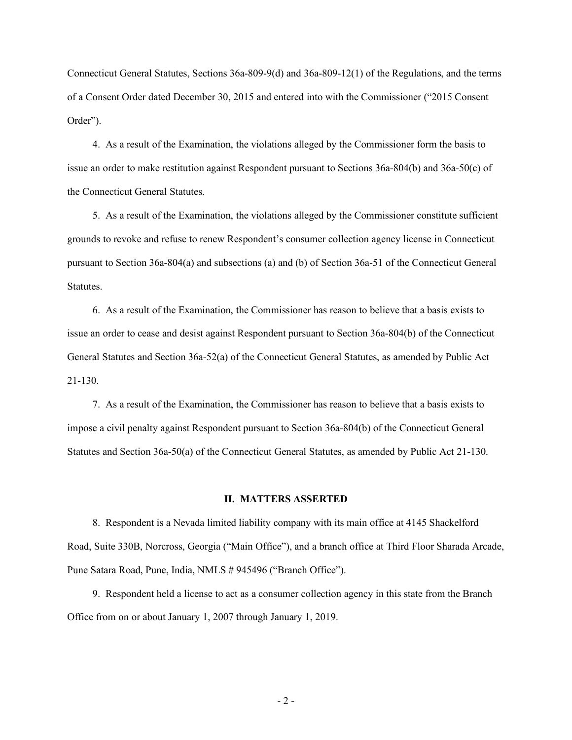Connecticut General Statutes, Sections 36a-809-9(d) and 36a-809-12(1) of the Regulations, and the terms of a Consent Order dated December 30, 2015 and entered into with the Commissioner ("2015 Consent Order").

4. As a result of the Examination, the violations alleged by the Commissioner form the basis to issue an order to make restitution against Respondent pursuant to Sections 36a-804(b) and 36a-50(c) of the Connecticut General Statutes.

5. As a result of the Examination, the violations alleged by the Commissioner constitute sufficient grounds to revoke and refuse to renew Respondent's consumer collection agency license in Connecticut pursuant to Section 36a-804(a) and subsections (a) and (b) of Section 36a-51 of the Connecticut General Statutes.

6. As a result of the Examination, the Commissioner has reason to believe that a basis exists to issue an order to cease and desist against Respondent pursuant to Section 36a-804(b) of the Connecticut General Statutes and Section 36a-52(a) of the Connecticut General Statutes, as amended by Public Act 21-130.

7. As a result of the Examination, the Commissioner has reason to believe that a basis exists to impose a civil penalty against Respondent pursuant to Section 36a-804(b) of the Connecticut General Statutes and Section 36a-50(a) of the Connecticut General Statutes, as amended by Public Act 21-130.

## II. MATTERS ASSERTED

8. Respondent is a Nevada limited liability company with its main office at 4145 Shackelford Road, Suite 330B, Norcross, Georgia ("Main Office"), and a branch office at Third Floor Sharada Arcade, Pune Satara Road, Pune, India, NMLS # 945496 ("Branch Office").

9. Respondent held a license to act as a consumer collection agency in this state from the Branch Office from on or about January 1, 2007 through January 1, 2019.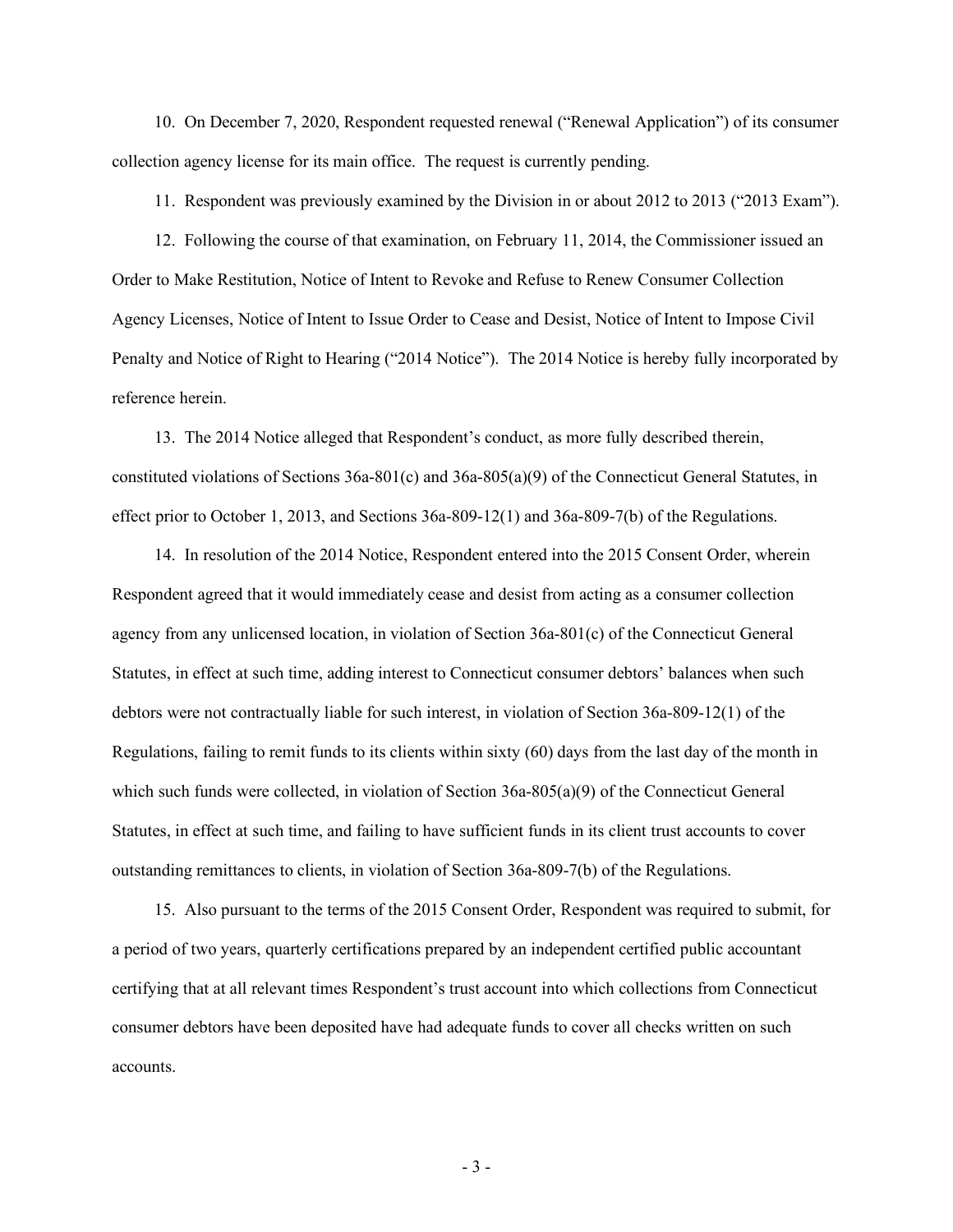10. On December 7, 2020, Respondent requested renewal ("Renewal Application") of its consumer collection agency license for its main office. The request is currently pending.

11. Respondent was previously examined by the Division in or about 2012 to 2013 ("2013 Exam").

12. Following the course of that examination, on February 11, 2014, the Commissioner issued an Order to Make Restitution, Notice of Intent to Revoke and Refuse to Renew Consumer Collection Agency Licenses, Notice of Intent to Issue Order to Cease and Desist, Notice of Intent to Impose Civil Penalty and Notice of Right to Hearing ("2014 Notice"). The 2014 Notice is hereby fully incorporated by reference herein.

13. The 2014 Notice alleged that Respondent's conduct, as more fully described therein, constituted violations of Sections 36a-801(c) and 36a-805(a)(9) of the Connecticut General Statutes, in effect prior to October 1, 2013, and Sections 36a-809-12(1) and 36a-809-7(b) of the Regulations.

14. In resolution of the 2014 Notice, Respondent entered into the 2015 Consent Order, wherein Respondent agreed that it would immediately cease and desist from acting as a consumer collection agency from any unlicensed location, in violation of Section 36a-801(c) of the Connecticut General Statutes, in effect at such time, adding interest to Connecticut consumer debtors' balances when such debtors were not contractually liable for such interest, in violation of Section 36a-809-12(1) of the Regulations, failing to remit funds to its clients within sixty (60) days from the last day of the month in which such funds were collected, in violation of Section 36a-805(a)(9) of the Connecticut General Statutes, in effect at such time, and failing to have sufficient funds in its client trust accounts to cover outstanding remittances to clients, in violation of Section 36a-809-7(b) of the Regulations.

15. Also pursuant to the terms of the 2015 Consent Order, Respondent was required to submit, for a period of two years, quarterly certifications prepared by an independent certified public accountant certifying that at all relevant times Respondent's trust account into which collections from Connecticut consumer debtors have been deposited have had adequate funds to cover all checks written on such accounts.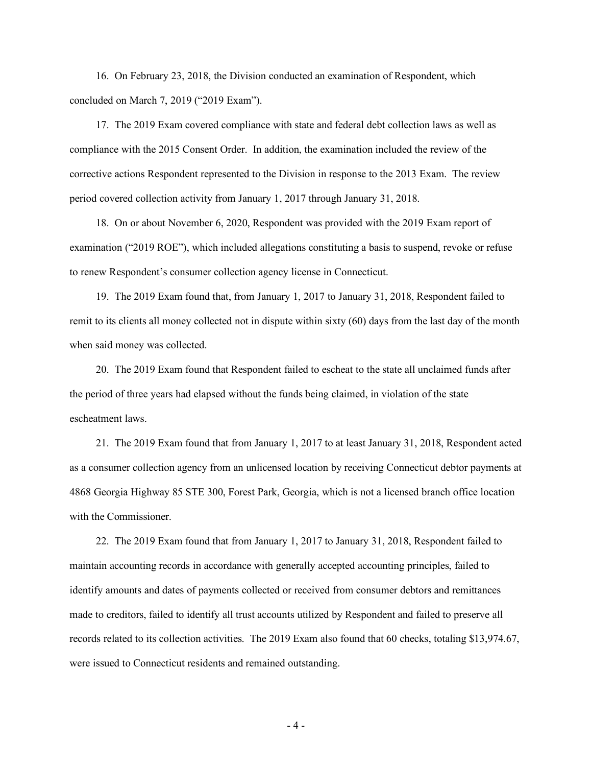16. On February 23, 2018, the Division conducted an examination of Respondent, which concluded on March 7, 2019 ("2019 Exam").

17. The 2019 Exam covered compliance with state and federal debt collection laws as well as compliance with the 2015 Consent Order. In addition, the examination included the review of the corrective actions Respondent represented to the Division in response to the 2013 Exam. The review period covered collection activity from January 1, 2017 through January 31, 2018.

18. On or about November 6, 2020, Respondent was provided with the 2019 Exam report of examination ("2019 ROE"), which included allegations constituting a basis to suspend, revoke or refuse to renew Respondent's consumer collection agency license in Connecticut.

19. The 2019 Exam found that, from January 1, 2017 to January 31, 2018, Respondent failed to remit to its clients all money collected not in dispute within sixty (60) days from the last day of the month when said money was collected.

20. The 2019 Exam found that Respondent failed to escheat to the state all unclaimed funds after the period of three years had elapsed without the funds being claimed, in violation of the state escheatment laws.

21. The 2019 Exam found that from January 1, 2017 to at least January 31, 2018, Respondent acted as a consumer collection agency from an unlicensed location by receiving Connecticut debtor payments at 4868 Georgia Highway 85 STE 300, Forest Park, Georgia, which is not a licensed branch office location with the Commissioner.

22. The 2019 Exam found that from January 1, 2017 to January 31, 2018, Respondent failed to maintain accounting records in accordance with generally accepted accounting principles, failed to identify amounts and dates of payments collected or received from consumer debtors and remittances made to creditors, failed to identify all trust accounts utilized by Respondent and failed to preserve all records related to its collection activities. The 2019 Exam also found that 60 checks, totaling $13,974.67, were issued to Connecticut residents and remained outstanding.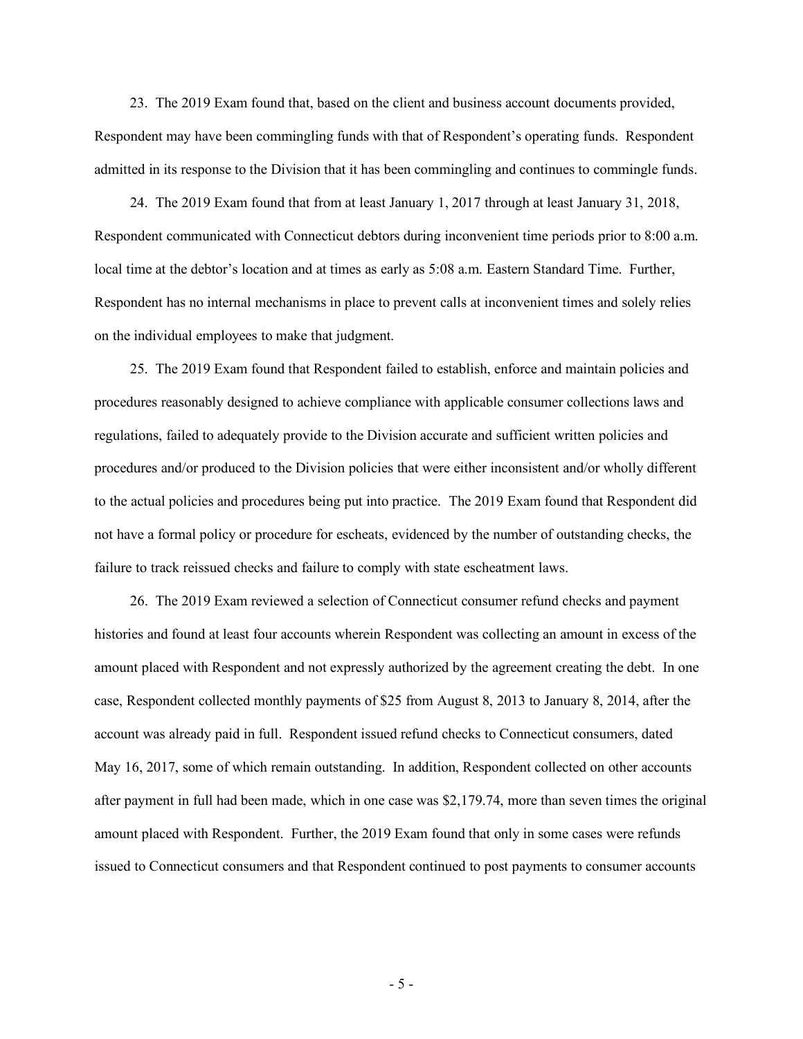23. The 2019 Exam found that, based on the client and business account documents provided, Respondent may have been commingling funds with that of Respondent's operating funds. Respondent admitted in its response to the Division that it has been commingling and continues to commingle funds.

24. The 2019 Exam found that from at least January 1, 2017 through at least January 31, 2018, Respondent communicated with Connecticut debtors during inconvenient time periods prior to 8:00 a.m. local time at the debtor's location and at times as early as 5:08 a.m. Eastern Standard Time. Further, Respondent has no internal mechanisms in place to prevent calls at inconvenient times and solely relies on the individual employees to make that judgment.

25. The 2019 Exam found that Respondent failed to establish, enforce and maintain policies and procedures reasonably designed to achieve compliance with applicable consumer collections laws and regulations, failed to adequately provide to the Division accurate and sufficient written policies and procedures and/or produced to the Division policies that were either inconsistent and/or wholly different to the actual policies and procedures being put into practice. The 2019 Exam found that Respondent did not have a formal policy or procedure for escheats, evidenced by the number of outstanding checks, the failure to track reissued checks and failure to comply with state escheatment laws.

26. The 2019 Exam reviewed a selection of Connecticut consumer refund checks and payment histories and found at least four accounts wherein Respondent was collecting an amount in excess of the amount placed with Respondent and not expressly authorized by the agreement creating the debt. In one case, Respondent collected monthly payments of $25 from August 8, 2013 to January 8, 2014, after the account was already paid in full. Respondent issued refund checks to Connecticut consumers, dated May 16, 2017, some of which remain outstanding. In addition, Respondent collected on other accounts after payment in full had been made, which in one case was $2,179.74, more than seven times the original amount placed with Respondent. Further, the 2019 Exam found that only in some cases were refunds issued to Connecticut consumers and that Respondent continued to post payments to consumer accounts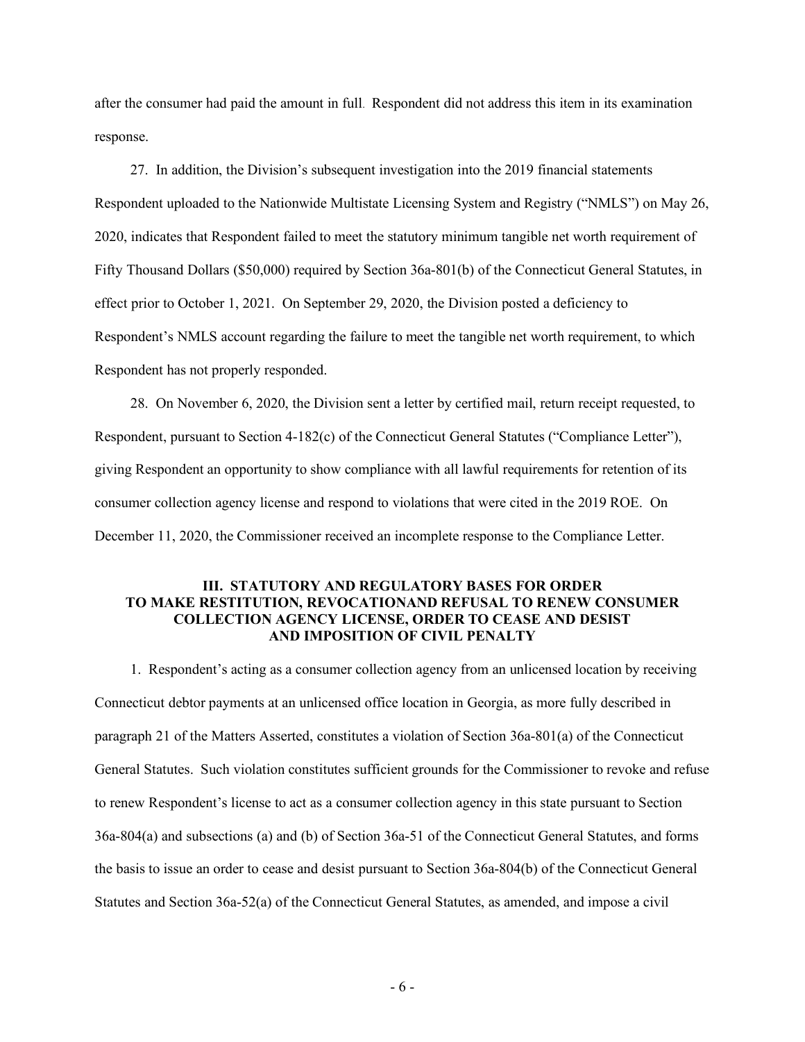after the consumer had paid the amount in full. Respondent did not address this item in its examination response.

27. In addition, the Division's subsequent investigation into the 2019 financial statements Respondent uploaded to the Nationwide Multistate Licensing System and Registry ("NMLS") on May 26, 2020, indicates that Respondent failed to meet the statutory minimum tangible net worth requirement of Fifty Thousand Dollars ($50,000) required by Section 36a-801(b) of the Connecticut General Statutes, in effect prior to October 1, 2021. On September 29, 2020, the Division posted a deficiency to Respondent's NMLS account regarding the failure to meet the tangible net worth requirement, to which Respondent has not properly responded.

28. On November 6, 2020, the Division sent a letter by certified mail, return receipt requested, to Respondent, pursuant to Section 4-182(c) of the Connecticut General Statutes ("Compliance Letter"), giving Respondent an opportunity to show compliance with all lawful requirements for retention of its consumer collection agency license and respond to violations that were cited in the 2019 ROE. On December 11, 2020, the Commissioner received an incomplete response to the Compliance Letter.

## III. STATUTORY AND REGULATORY BASES FOR ORDER TO MAKE RESTITUTION, REVOCATIONAND REFUSAL TO RENEW CONSUMER COLLECTION AGENCY LICENSE, ORDER TO CEASE AND DESIST AND IMPOSITION OF CIVIL PENALTY

1. Respondent's acting as a consumer collection agency from an unlicensed location by receiving Connecticut debtor payments at an unlicensed office location in Georgia, as more fully described in paragraph 21 of the Matters Asserted, constitutes a violation of Section 36a-801(a) of the Connecticut General Statutes. Such violation constitutes sufficient grounds for the Commissioner to revoke and refuse to renew Respondent's license to act as a consumer collection agency in this state pursuant to Section 36a-804(a) and subsections (a) and (b) of Section 36a-51 of the Connecticut General Statutes, and forms the basis to issue an order to cease and desist pursuant to Section 36a-804(b) of the Connecticut General Statutes and Section 36a-52(a) of the Connecticut General Statutes, as amended, and impose a civil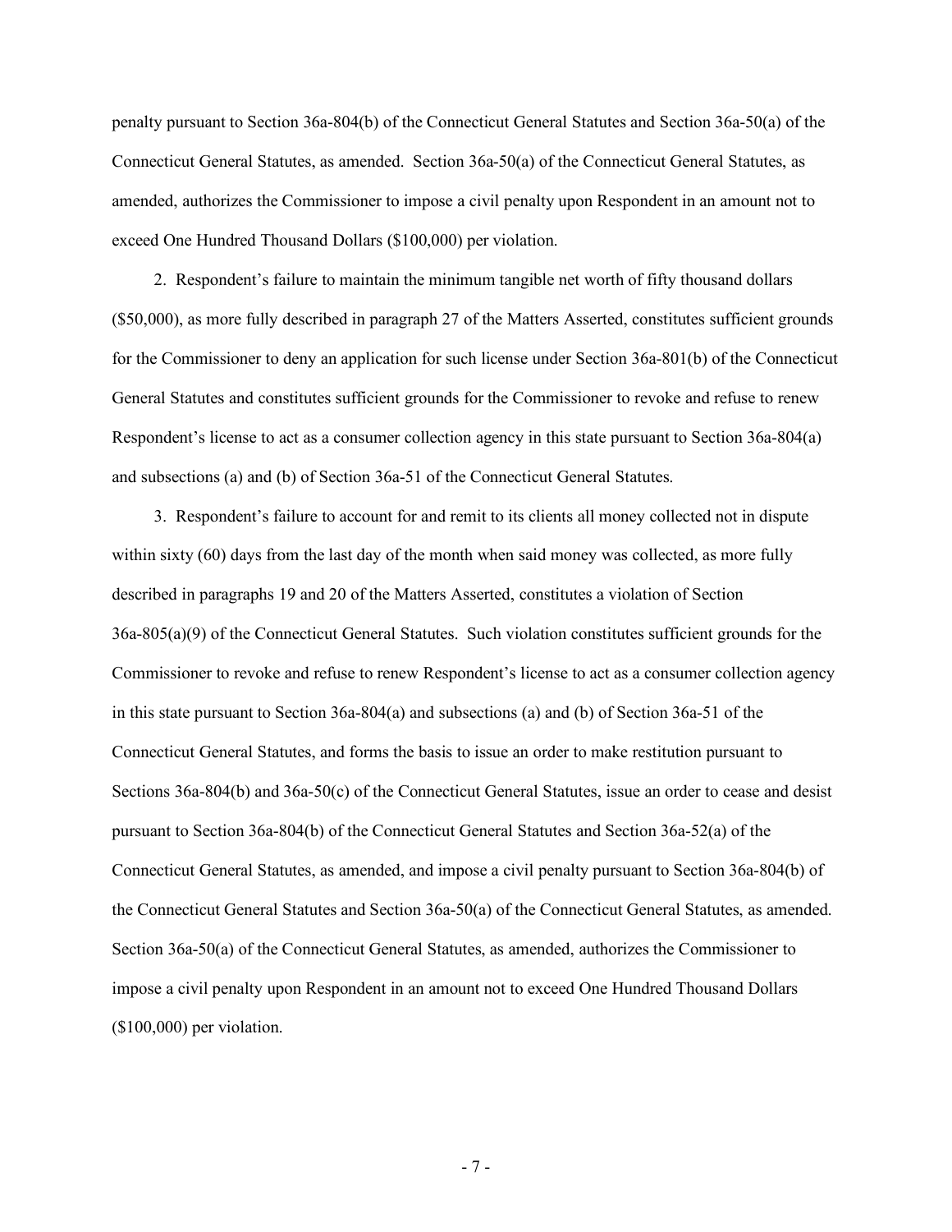penalty pursuant to Section 36a-804(b) of the Connecticut General Statutes and Section 36a-50(a) of the Connecticut General Statutes, as amended. Section 36a-50(a) of the Connecticut General Statutes, as amended, authorizes the Commissioner to impose a civil penalty upon Respondent in an amount not to exceed One Hundred Thousand Dollars ($100,000) per violation.

2. Respondent's failure to maintain the minimum tangible net worth of fifty thousand dollars ($50,000), as more fully described in paragraph 27 of the Matters Asserted, constitutes sufficient grounds for the Commissioner to deny an application for such license under Section 36a-801(b) of the Connecticut General Statutes and constitutes sufficient grounds for the Commissioner to revoke and refuse to renew Respondent's license to act as a consumer collection agency in this state pursuant to Section 36a-804(a) and subsections (a) and (b) of Section 36a-51 of the Connecticut General Statutes.

3. Respondent's failure to account for and remit to its clients all money collected not in dispute within sixty (60) days from the last day of the month when said money was collected, as more fully described in paragraphs 19 and 20 of the Matters Asserted, constitutes a violation of Section 36a-805(a)(9) of the Connecticut General Statutes. Such violation constitutes sufficient grounds for the Commissioner to revoke and refuse to renew Respondent's license to act as a consumer collection agency in this state pursuant to Section 36a-804(a) and subsections (a) and (b) of Section 36a-51 of the Connecticut General Statutes, and forms the basis to issue an order to make restitution pursuant to Sections 36a-804(b) and 36a-50(c) of the Connecticut General Statutes, issue an order to cease and desist pursuant to Section 36a-804(b) of the Connecticut General Statutes and Section 36a-52(a) of the Connecticut General Statutes, as amended, and impose a civil penalty pursuant to Section 36a-804(b) of the Connecticut General Statutes and Section 36a-50(a) of the Connecticut General Statutes, as amended. Section 36a-50(a) of the Connecticut General Statutes, as amended, authorizes the Commissioner to impose a civil penalty upon Respondent in an amount not to exceed One Hundred Thousand Dollars ($100,000) per violation.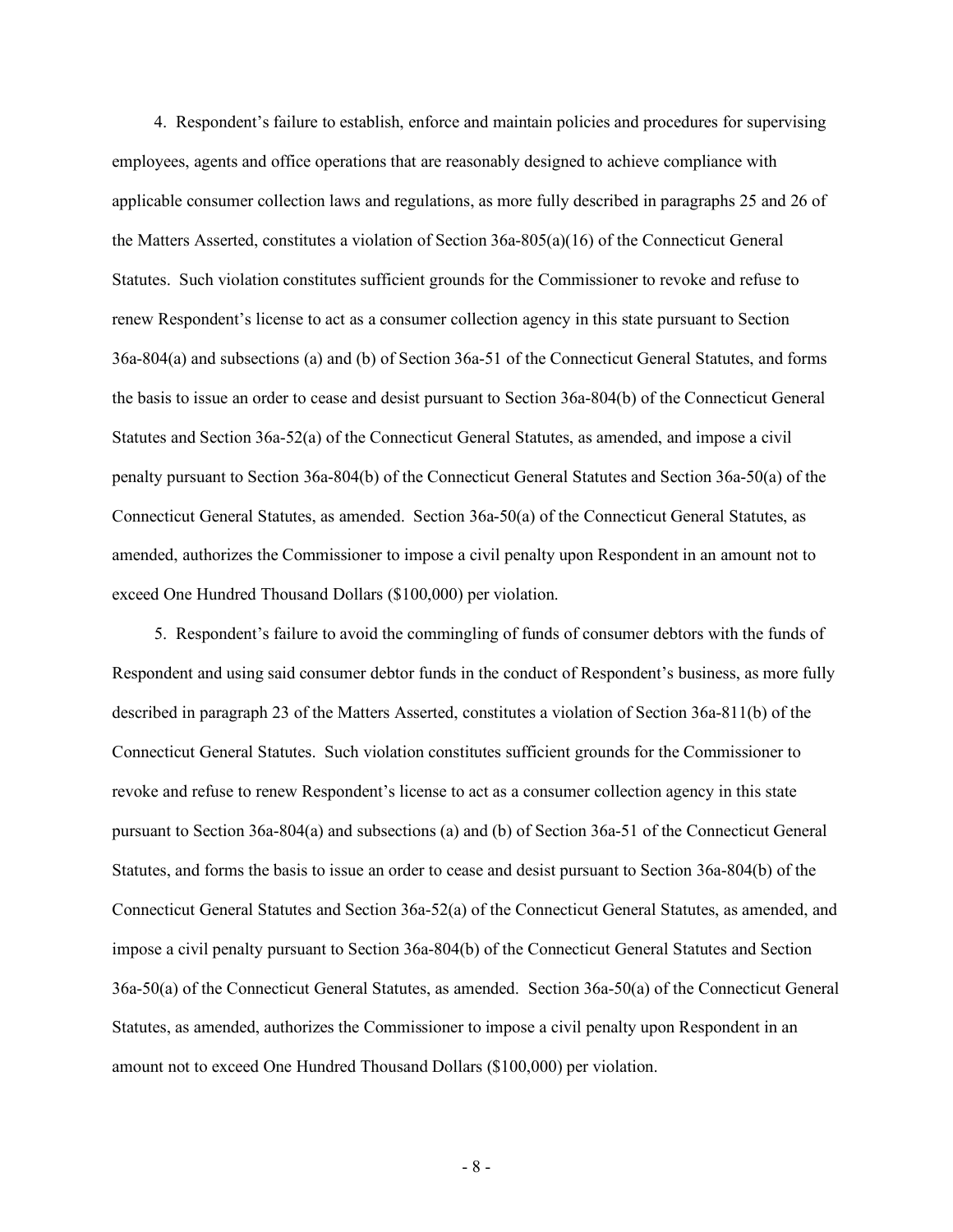4. Respondent's failure to establish, enforce and maintain policies and procedures for supervising employees, agents and office operations that are reasonably designed to achieve compliance with applicable consumer collection laws and regulations, as more fully described in paragraphs 25 and 26 of the Matters Asserted, constitutes a violation of Section 36a-805(a)(16) of the Connecticut General Statutes. Such violation constitutes sufficient grounds for the Commissioner to revoke and refuse to renew Respondent's license to act as a consumer collection agency in this state pursuant to Section 36a-804(a) and subsections (a) and (b) of Section 36a-51 of the Connecticut General Statutes, and forms the basis to issue an order to cease and desist pursuant to Section 36a-804(b) of the Connecticut General Statutes and Section 36a-52(a) of the Connecticut General Statutes, as amended, and impose a civil penalty pursuant to Section 36a-804(b) of the Connecticut General Statutes and Section 36a-50(a) of the Connecticut General Statutes, as amended. Section 36a-50(a) of the Connecticut General Statutes, as amended, authorizes the Commissioner to impose a civil penalty upon Respondent in an amount not to exceed One Hundred Thousand Dollars ($100,000) per violation.

5. Respondent's failure to avoid the commingling of funds of consumer debtors with the funds of Respondent and using said consumer debtor funds in the conduct of Respondent's business, as more fully described in paragraph 23 of the Matters Asserted, constitutes a violation of Section 36a-811(b) of the Connecticut General Statutes. Such violation constitutes sufficient grounds for the Commissioner to revoke and refuse to renew Respondent's license to act as a consumer collection agency in this state pursuant to Section 36a-804(a) and subsections (a) and (b) of Section 36a-51 of the Connecticut General Statutes, and forms the basis to issue an order to cease and desist pursuant to Section 36a-804(b) of the Connecticut General Statutes and Section 36a-52(a) of the Connecticut General Statutes, as amended, and impose a civil penalty pursuant to Section 36a-804(b) of the Connecticut General Statutes and Section 36a-50(a) of the Connecticut General Statutes, as amended. Section 36a-50(a) of the Connecticut General Statutes, as amended, authorizes the Commissioner to impose a civil penalty upon Respondent in an amount not to exceed One Hundred Thousand Dollars ($100,000) per violation.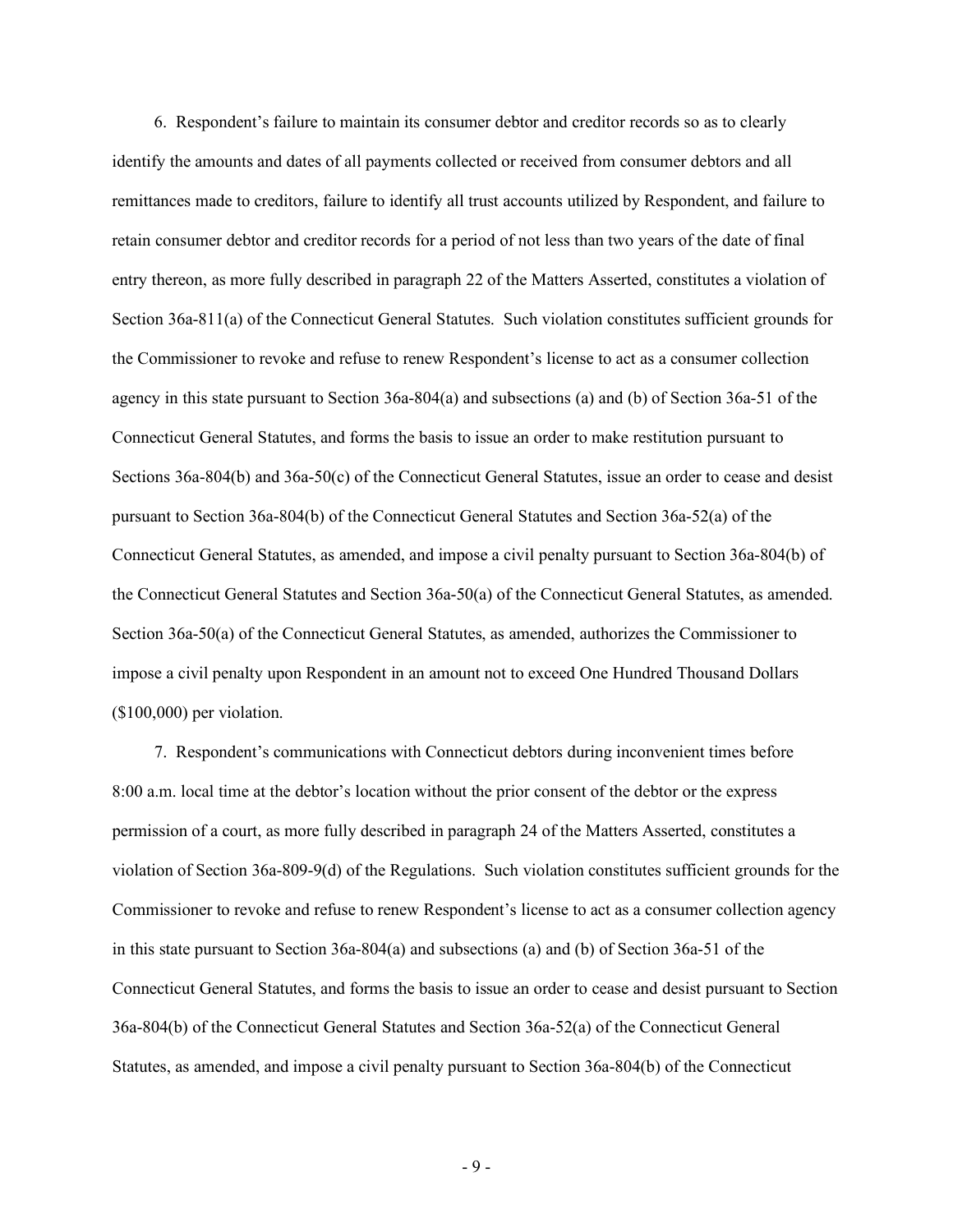6. Respondent's failure to maintain its consumer debtor and creditor records so as to clearly identify the amounts and dates of all payments collected or received from consumer debtors and all remittances made to creditors, failure to identify all trust accounts utilized by Respondent, and failure to retain consumer debtor and creditor records for a period of not less than two years of the date of final entry thereon, as more fully described in paragraph 22 of the Matters Asserted, constitutes a violation of Section 36a-811(a) of the Connecticut General Statutes. Such violation constitutes sufficient grounds for the Commissioner to revoke and refuse to renew Respondent's license to act as a consumer collection agency in this state pursuant to Section 36a-804(a) and subsections (a) and (b) of Section 36a-51 of the Connecticut General Statutes, and forms the basis to issue an order to make restitution pursuant to Sections 36a-804(b) and 36a-50(c) of the Connecticut General Statutes, issue an order to cease and desist pursuant to Section 36a-804(b) of the Connecticut General Statutes and Section 36a-52(a) of the Connecticut General Statutes, as amended, and impose a civil penalty pursuant to Section 36a-804(b) of the Connecticut General Statutes and Section 36a-50(a) of the Connecticut General Statutes, as amended. Section 36a-50(a) of the Connecticut General Statutes, as amended, authorizes the Commissioner to impose a civil penalty upon Respondent in an amount not to exceed One Hundred Thousand Dollars ($100,000) per violation.

7. Respondent's communications with Connecticut debtors during inconvenient times before 8:00 a.m. local time at the debtor's location without the prior consent of the debtor or the express permission of a court, as more fully described in paragraph 24 of the Matters Asserted, constitutes a violation of Section 36a-809-9(d) of the Regulations. Such violation constitutes sufficient grounds for the Commissioner to revoke and refuse to renew Respondent's license to act as a consumer collection agency in this state pursuant to Section 36a-804(a) and subsections (a) and (b) of Section 36a-51 of the Connecticut General Statutes, and forms the basis to issue an order to cease and desist pursuant to Section 36a-804(b) of the Connecticut General Statutes and Section 36a-52(a) of the Connecticut General Statutes, as amended, and impose a civil penalty pursuant to Section 36a-804(b) of the Connecticut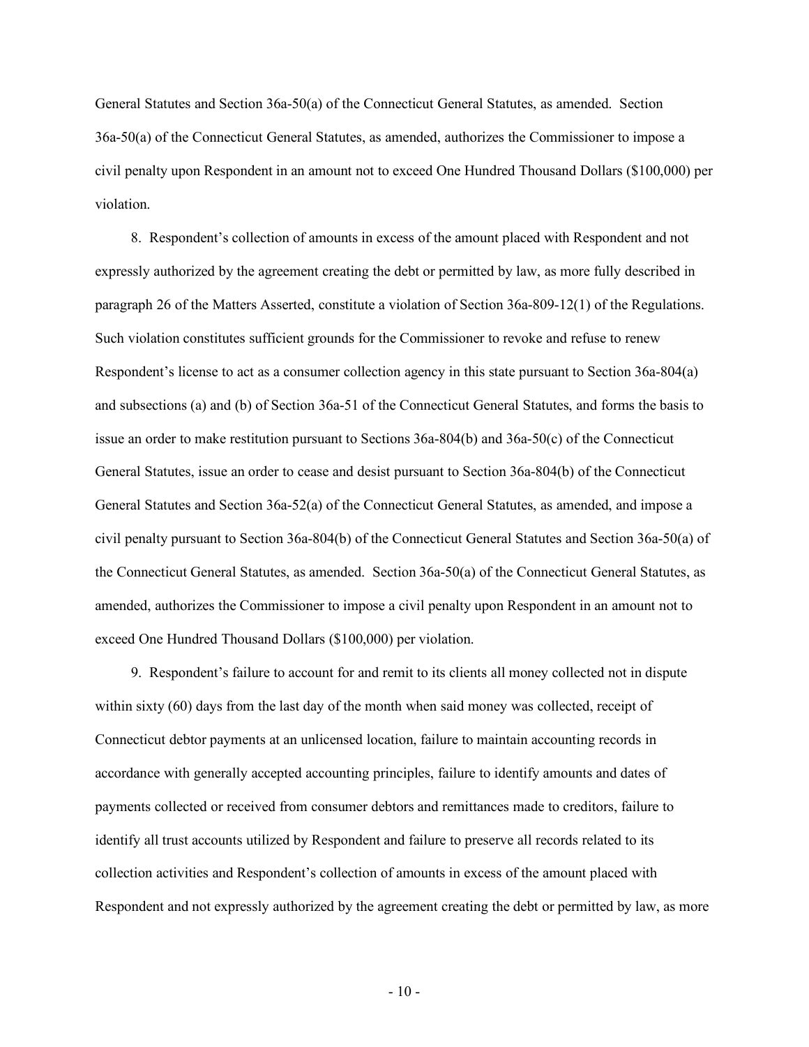General Statutes and Section 36a-50(a) of the Connecticut General Statutes, as amended. Section 36a-50(a) of the Connecticut General Statutes, as amended, authorizes the Commissioner to impose a civil penalty upon Respondent in an amount not to exceed One Hundred Thousand Dollars ($100,000) per violation.

8. Respondent's collection of amounts in excess of the amount placed with Respondent and not expressly authorized by the agreement creating the debt or permitted by law, as more fully described in paragraph 26 of the Matters Asserted, constitute a violation of Section 36a-809-12(1) of the Regulations. Such violation constitutes sufficient grounds for the Commissioner to revoke and refuse to renew Respondent's license to act as a consumer collection agency in this state pursuant to Section 36a-804(a) and subsections (a) and (b) of Section 36a-51 of the Connecticut General Statutes, and forms the basis to issue an order to make restitution pursuant to Sections 36a-804(b) and 36a-50(c) of the Connecticut General Statutes, issue an order to cease and desist pursuant to Section 36a-804(b) of the Connecticut General Statutes and Section 36a-52(a) of the Connecticut General Statutes, as amended, and impose a civil penalty pursuant to Section 36a-804(b) of the Connecticut General Statutes and Section 36a-50(a) of the Connecticut General Statutes, as amended. Section 36a-50(a) of the Connecticut General Statutes, as amended, authorizes the Commissioner to impose a civil penalty upon Respondent in an amount not to exceed One Hundred Thousand Dollars ($100,000) per violation.

9. Respondent's failure to account for and remit to its clients all money collected not in dispute within sixty (60) days from the last day of the month when said money was collected, receipt of Connecticut debtor payments at an unlicensed location, failure to maintain accounting records in accordance with generally accepted accounting principles, failure to identify amounts and dates of payments collected or received from consumer debtors and remittances made to creditors, failure to identify all trust accounts utilized by Respondent and failure to preserve all records related to its collection activities and Respondent's collection of amounts in excess of the amount placed with Respondent and not expressly authorized by the agreement creating the debt or permitted by law, as more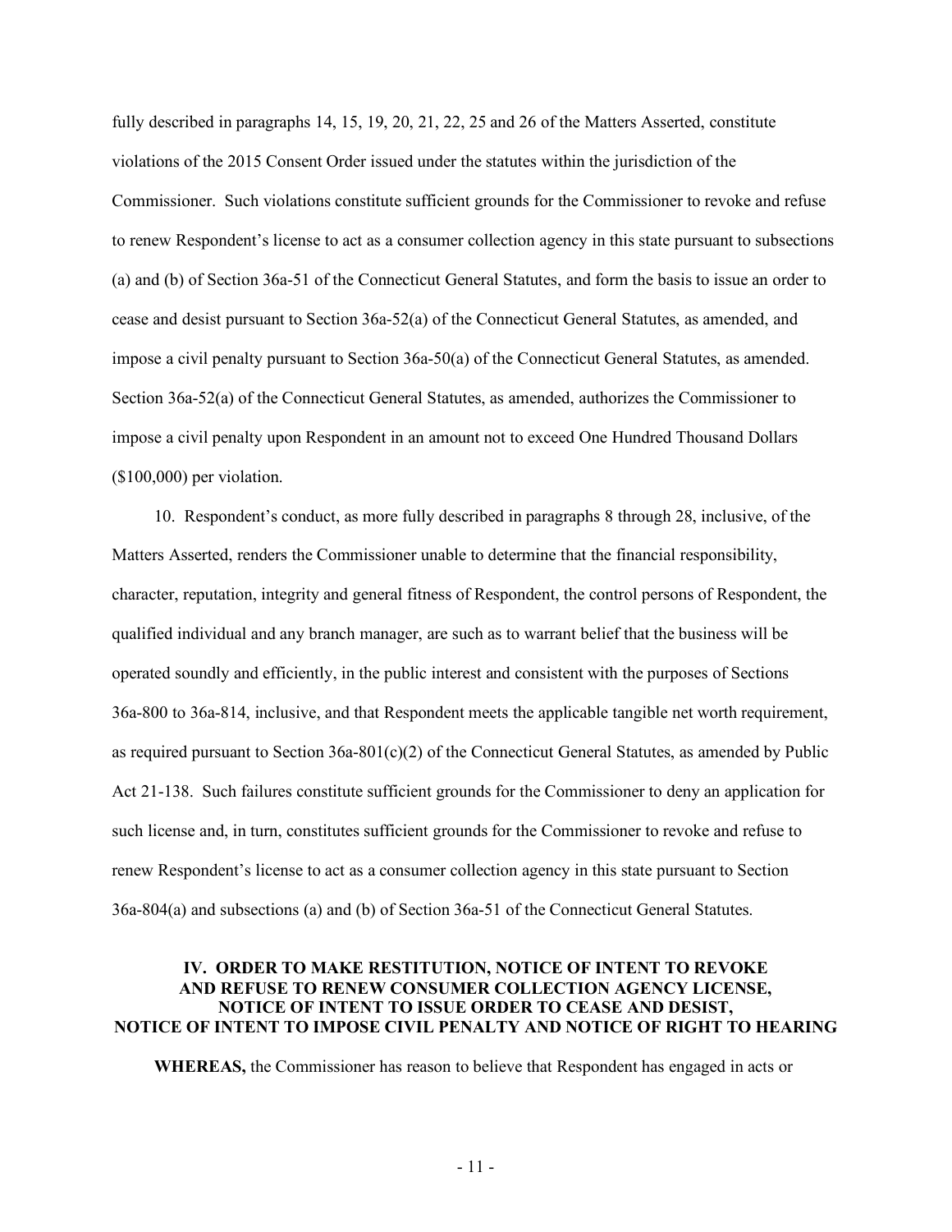fully described in paragraphs 14, 15, 19, 20, 21, 22, 25 and 26 of the Matters Asserted, constitute violations of the 2015 Consent Order issued under the statutes within the jurisdiction of the Commissioner. Such violations constitute sufficient grounds for the Commissioner to revoke and refuse to renew Respondent's license to act as a consumer collection agency in this state pursuant to subsections (a) and (b) of Section 36a-51 of the Connecticut General Statutes, and form the basis to issue an order to cease and desist pursuant to Section 36a-52(a) of the Connecticut General Statutes, as amended, and impose a civil penalty pursuant to Section 36a-50(a) of the Connecticut General Statutes, as amended. Section 36a-52(a) of the Connecticut General Statutes, as amended, authorizes the Commissioner to impose a civil penalty upon Respondent in an amount not to exceed One Hundred Thousand Dollars ($100,000) per violation.

10. Respondent's conduct, as more fully described in paragraphs 8 through 28, inclusive, of the Matters Asserted, renders the Commissioner unable to determine that the financial responsibility, character, reputation, integrity and general fitness of Respondent, the control persons of Respondent, the qualified individual and any branch manager, are such as to warrant belief that the business will be operated soundly and efficiently, in the public interest and consistent with the purposes of Sections 36a-800 to 36a-814, inclusive, and that Respondent meets the applicable tangible net worth requirement, as required pursuant to Section 36a-801(c)(2) of the Connecticut General Statutes, as amended by Public Act 21-138. Such failures constitute sufficient grounds for the Commissioner to deny an application for such license and, in turn, constitutes sufficient grounds for the Commissioner to revoke and refuse to renew Respondent's license to act as a consumer collection agency in this state pursuant to Section 36a-804(a) and subsections (a) and (b) of Section 36a-51 of the Connecticut General Statutes.

## IV. ORDER TO MAKE RESTITUTION, NOTICE OF INTENT TO REVOKE AND REFUSE TO RENEW CONSUMER COLLECTION AGENCY LICENSE, NOTICE OF INTENT TO ISSUE ORDER TO CEASE AND DESIST, NOTICE OF INTENT TO IMPOSE CIVIL PENALTY AND NOTICE OF RIGHT TO HEARING

**WHEREAS,** the Commissioner has reason to believe that Respondent has engaged in acts or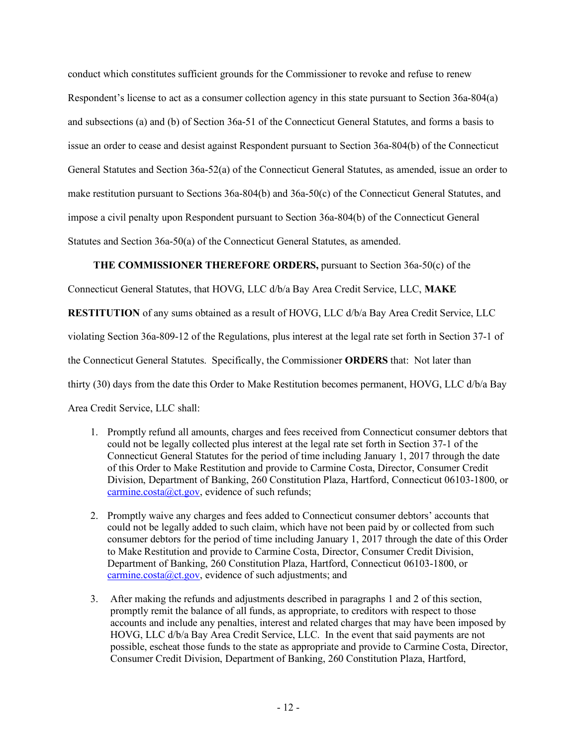conduct which constitutes sufficient grounds for the Commissioner to revoke and refuse to renew Respondent's license to act as a consumer collection agency in this state pursuant to Section 36a-804(a) and subsections (a) and (b) of Section 36a-51 of the Connecticut General Statutes, and forms a basis to issue an order to cease and desist against Respondent pursuant to Section 36a-804(b) of the Connecticut General Statutes and Section 36a-52(a) of the Connecticut General Statutes, as amended, issue an order to make restitution pursuant to Sections 36a-804(b) and 36a-50(c) of the Connecticut General Statutes, and impose a civil penalty upon Respondent pursuant to Section 36a-804(b) of the Connecticut General Statutes and Section 36a-50(a) of the Connecticut General Statutes, as amended.

**THE COMMISSIONER THEREFORE ORDERS,** pursuant to Section 36a-50(c) of the Connecticut General Statutes, that HOVG, LLC d/b/a Bay Area Credit Service, LLC, **MAKE RESTITUTION** of any sums obtained as a result of HOVG, LLC d/b/a Bay Area Credit Service, LLC violating Section 36a-809-12 of the Regulations, plus interest at the legal rate set forth in Section 37-1 of the Connecticut General Statutes. Specifically, the Commissioner **ORDERS** that: Not later than thirty (30) days from the date this Order to Make Restitution becomes permanent, HOVG, LLC d/b/a Bay Area Credit Service, LLC shall:

1. Promptly refund all amounts, charges and fees received from Connecticut consumer debtors that could not be legally collected plus interest at the legal rate set forth in Section 37-1 of the Connecticut General Statutes for the period of time including January 1, 2017 through the date of this Order to Make Restitution and provide to Carmine Costa, Director, Consumer Credit Division, Department of Banking, 260 Constitution Plaza, Hartford, Connecticut 06103-1800, or carmine.costa@ct.gov, evidence of such refunds;

2. Promptly waive any charges and fees added to Connecticut consumer debtors' accounts that could not be legally added to such claim, which have not been paid by or collected from such consumer debtors for the period of time including January 1, 2017 through the date of this Order to Make Restitution and provide to Carmine Costa, Director, Consumer Credit Division, Department of Banking, 260 Constitution Plaza, Hartford, Connecticut 06103-1800, or carmine.costa@ct.gov, evidence of such adjustments; and

3. After making the refunds and adjustments described in paragraphs 1 and 2 of this section, promptly remit the balance of all funds, as appropriate, to creditors with respect to those accounts and include any penalties, interest and related charges that may have been imposed by HOVG, LLC d/b/a Bay Area Credit Service, LLC. In the event that said payments are not possible, escheat those funds to the state as appropriate and provide to Carmine Costa, Director, Consumer Credit Division, Department of Banking, 260 Constitution Plaza, Hartford,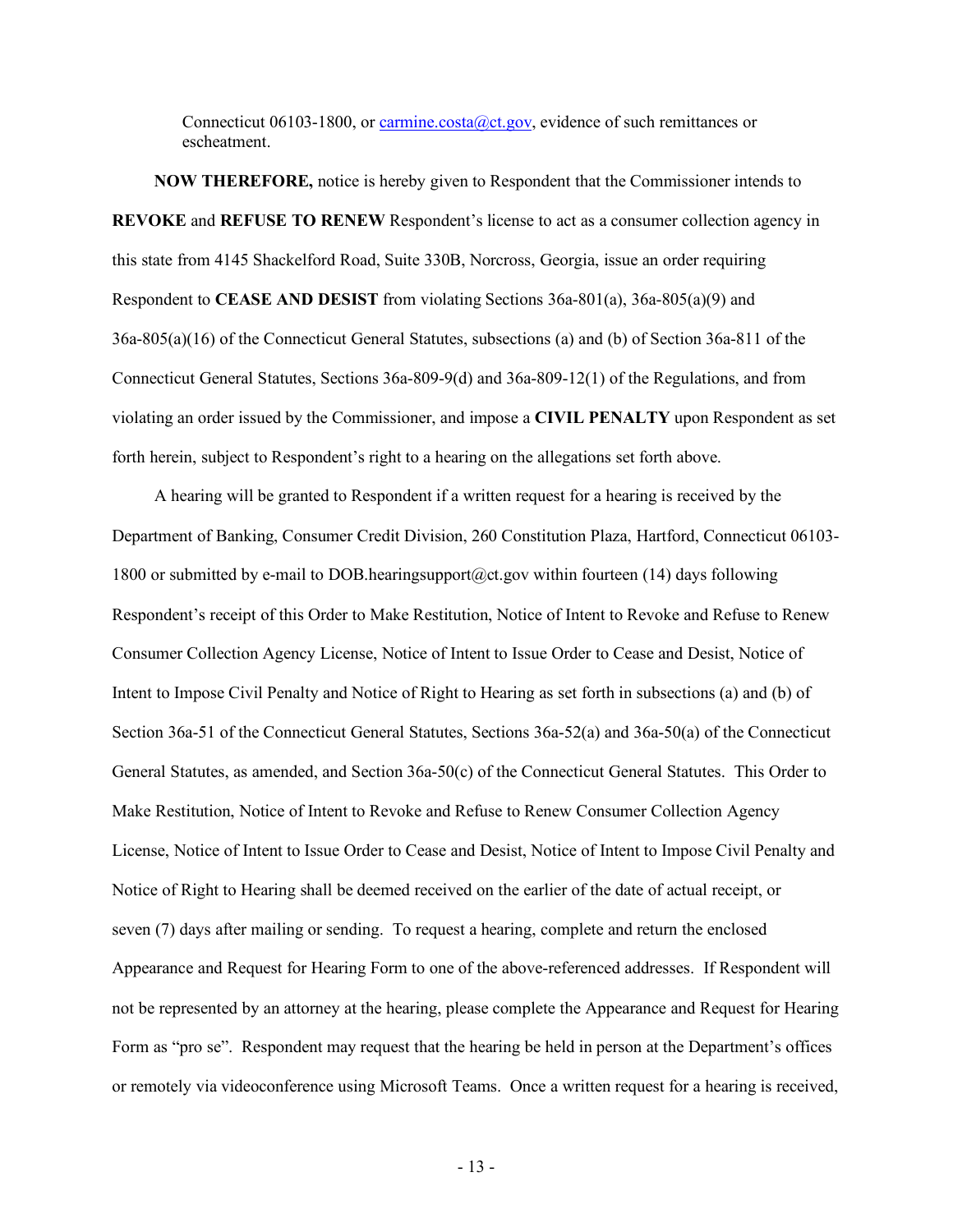Connecticut 06103-1800, or carmine.costa@ct.gov, evidence of such remittances or escheatment.

**NOW THEREFORE,** notice is hereby given to Respondent that the Commissioner intends to **REVOKE** and **REFUSE TO RENEW** Respondent's license to act as a consumer collection agency in this state from 4145 Shackelford Road, Suite 330B, Norcross, Georgia, issue an order requiring Respondent to **CEASE AND DESIST** from violating Sections 36a-801(a), 36a-805(a)(9) and 36a-805(a)(16) of the Connecticut General Statutes, subsections (a) and (b) of Section 36a-811 of the Connecticut General Statutes, Sections 36a-809-9(d) and 36a-809-12(1) of the Regulations, and from violating an order issued by the Commissioner, and impose a **CIVIL PENALTY** upon Respondent as set forth herein, subject to Respondent's right to a hearing on the allegations set forth above.

A hearing will be granted to Respondent if a written request for a hearing is received by the Department of Banking, Consumer Credit Division, 260 Constitution Plaza, Hartford, Connecticut 06103-1800 or submitted by e-mail to DOB.hearingsupport@ct.gov within fourteen (14) days following Respondent's receipt of this Order to Make Restitution, Notice of Intent to Revoke and Refuse to Renew Consumer Collection Agency License, Notice of Intent to Issue Order to Cease and Desist, Notice of Intent to Impose Civil Penalty and Notice of Right to Hearing as set forth in subsections (a) and (b) of Section 36a-51 of the Connecticut General Statutes, Sections 36a-52(a) and 36a-50(a) of the Connecticut General Statutes, as amended, and Section 36a-50(c) of the Connecticut General Statutes. This Order to Make Restitution, Notice of Intent to Revoke and Refuse to Renew Consumer Collection Agency License, Notice of Intent to Issue Order to Cease and Desist, Notice of Intent to Impose Civil Penalty and Notice of Right to Hearing shall be deemed received on the earlier of the date of actual receipt, or seven (7) days after mailing or sending. To request a hearing, complete and return the enclosed Appearance and Request for Hearing Form to one of the above-referenced addresses. If Respondent will not be represented by an attorney at the hearing, please complete the Appearance and Request for Hearing Form as "pro se". Respondent may request that the hearing be held in person at the Department's offices or remotely via videoconference using Microsoft Teams. Once a written request for a hearing is received,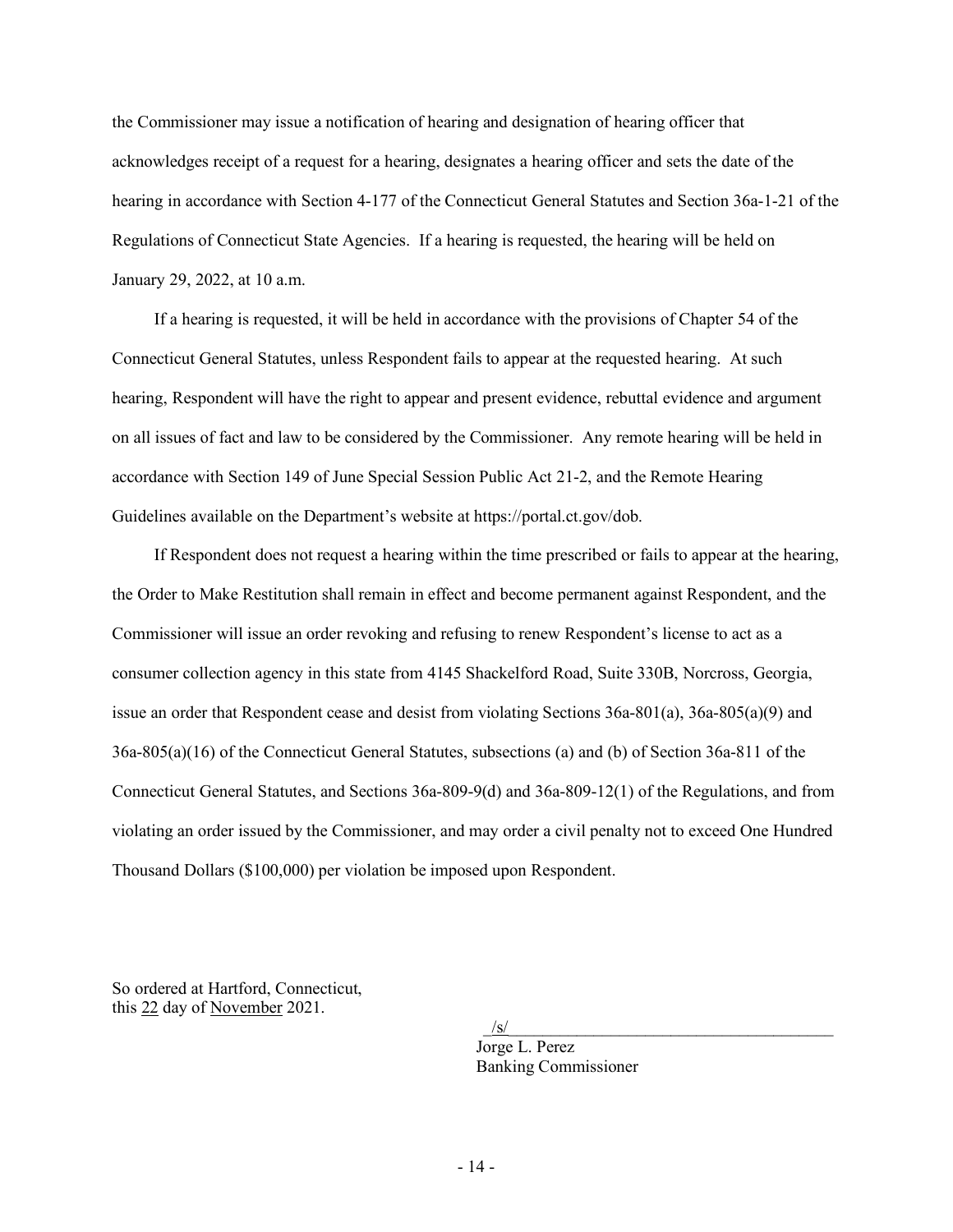the Commissioner may issue a notification of hearing and designation of hearing officer that acknowledges receipt of a request for a hearing, designates a hearing officer and sets the date of the hearing in accordance with Section 4-177 of the Connecticut General Statutes and Section 36a-1-21 of the Regulations of Connecticut State Agencies. If a hearing is requested, the hearing will be held on January 29, 2022, at 10 a.m.

If a hearing is requested, it will be held in accordance with the provisions of Chapter 54 of the Connecticut General Statutes, unless Respondent fails to appear at the requested hearing. At such hearing, Respondent will have the right to appear and present evidence, rebuttal evidence and argument on all issues of fact and law to be considered by the Commissioner. Any remote hearing will be held in accordance with Section 149 of June Special Session Public Act 21-2, and the Remote Hearing Guidelines available on the Department's website at https://portal.ct.gov/dob.

If Respondent does not request a hearing within the time prescribed or fails to appear at the hearing, the Order to Make Restitution shall remain in effect and become permanent against Respondent, and the Commissioner will issue an order revoking and refusing to renew Respondent's license to act as a consumer collection agency in this state from 4145 Shackelford Road, Suite 330B, Norcross, Georgia, issue an order that Respondent cease and desist from violating Sections 36a-801(a), 36a-805(a)(9) and 36a-805(a)(16) of the Connecticut General Statutes, subsections (a) and (b) of Section 36a-811 of the Connecticut General Statutes, and Sections 36a-809-9(d) and 36a-809-12(1) of the Regulations, and from violating an order issued by the Commissioner, and may order a civil penalty not to exceed One Hundred Thousand Dollars ($100,000) per violation be imposed upon Respondent.

So ordered at Hartford, Connecticut,
this 22 day of November 2021.

/s/
Jorge L. Perez
Banking Commissioner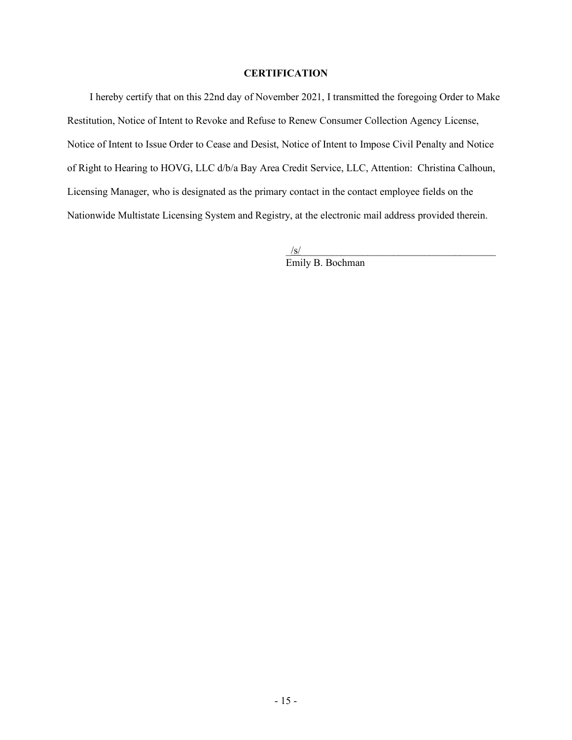**CERTIFICATION**

I hereby certify that on this 22nd day of November 2021, I transmitted the foregoing Order to Make Restitution, Notice of Intent to Revoke and Refuse to Renew Consumer Collection Agency License, Notice of Intent to Issue Order to Cease and Desist, Notice of Intent to Impose Civil Penalty and Notice of Right to Hearing to HOVG, LLC d/b/a Bay Area Credit Service, LLC, Attention: Christina Calhoun, Licensing Manager, who is designated as the primary contact in the contact employee fields on the Nationwide Multistate Licensing System and Registry, at the electronic mail address provided therein.

/s/
Emily B. Bochman